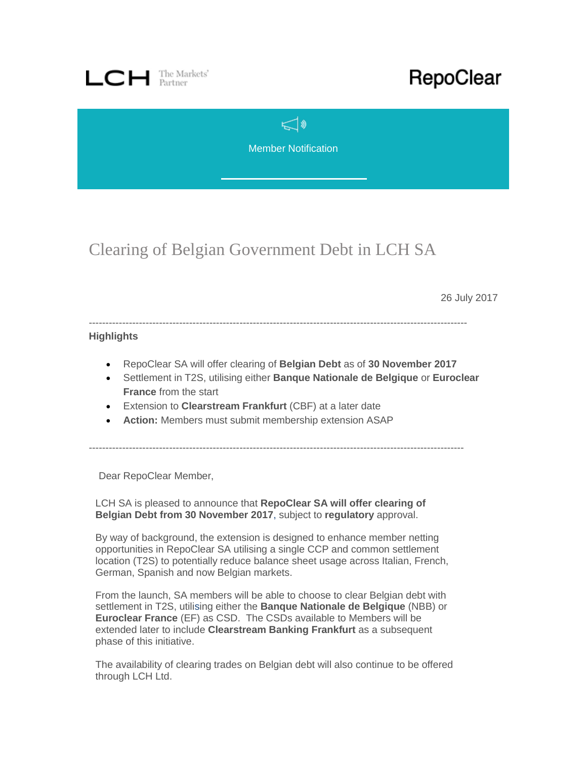LCH The Markets' Partner

RepoClear

Member Notification

# Clearing of Belgian Government Debt in LCH SA

26 July 2017

---

**Highlights**

- RepoClear SA will offer clearing of **Belgian Debt** as of **30 November 2017**
- Settlement in T2S, utilising either **Banque Nationale de Belgique** or **Euroclear France** from the start
- Extension to **Clearstream Frankfurt** (CBF) at a later date
- **Action:** Members must submit membership extension ASAP

---

Dear RepoClear Member,

LCH SA is pleased to announce that **RepoClear SA will offer clearing of Belgian Debt from 30 November 2017**, subject to **regulatory** approval.

By way of background, the extension is designed to enhance member netting opportunities in RepoClear SA utilising a single CCP and common settlement location (T2S) to potentially reduce balance sheet usage across Italian, French, German, Spanish and now Belgian markets.

From the launch, SA members will be able to choose to clear Belgian debt with settlement in T2S, utilising either the **Banque Nationale de Belgique** (NBB) or **Euroclear France** (EF) as CSD. The CSDs available to Members will be extended later to include **Clearstream Banking Frankfurt** as a subsequent phase of this initiative.

The availability of clearing trades on Belgian debt will also continue to be offered through LCH Ltd.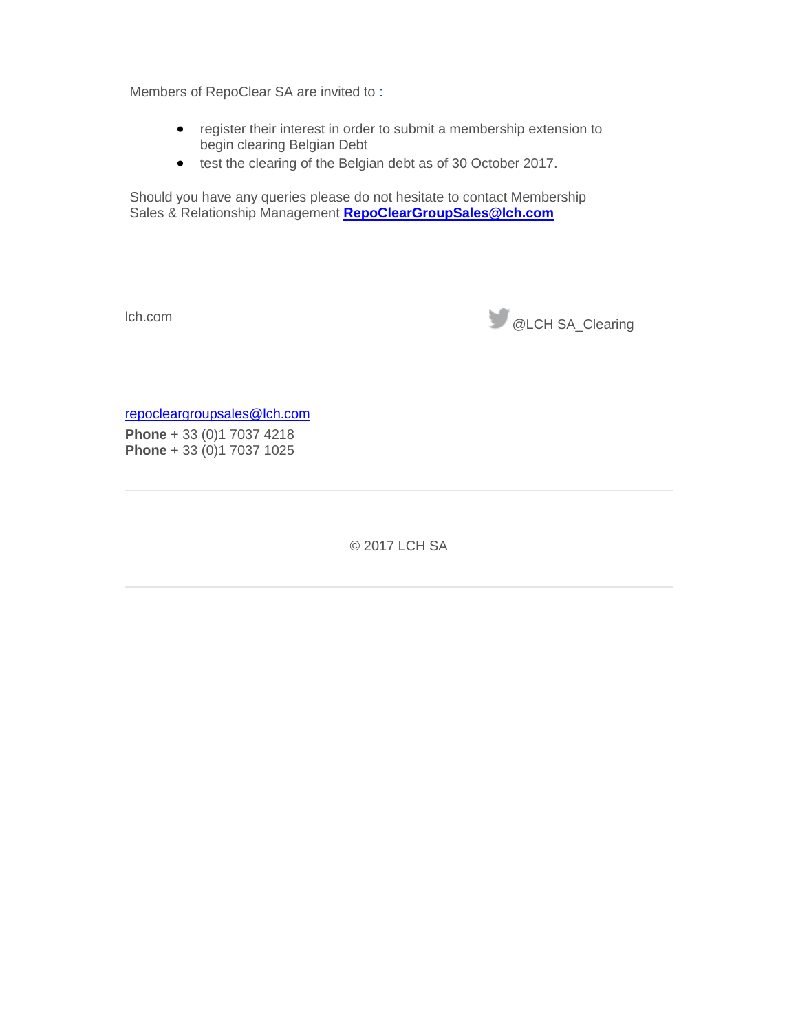Members of RepoClear SA are invited to :

- register their interest in order to submit a membership extension to begin clearing Belgian Debt
- test the clearing of the Belgian debt as of 30 October 2017.

Should you have any queries please do not hesitate to contact Membership Sales & Relationship Management **[RepoClearGroupSales@lch.com](mailto:RepoClearGroupSales@lch.com)**

---

lch.com

@LCH SA_Clearing

[repocleargroupsales@lch.com](mailto:repocleargroupsales@lch.com)

**Phone** + 33 (0)1 7037 4218
**Phone** + 33 (0)1 7037 1025

---

© 2017 LCH SA

---